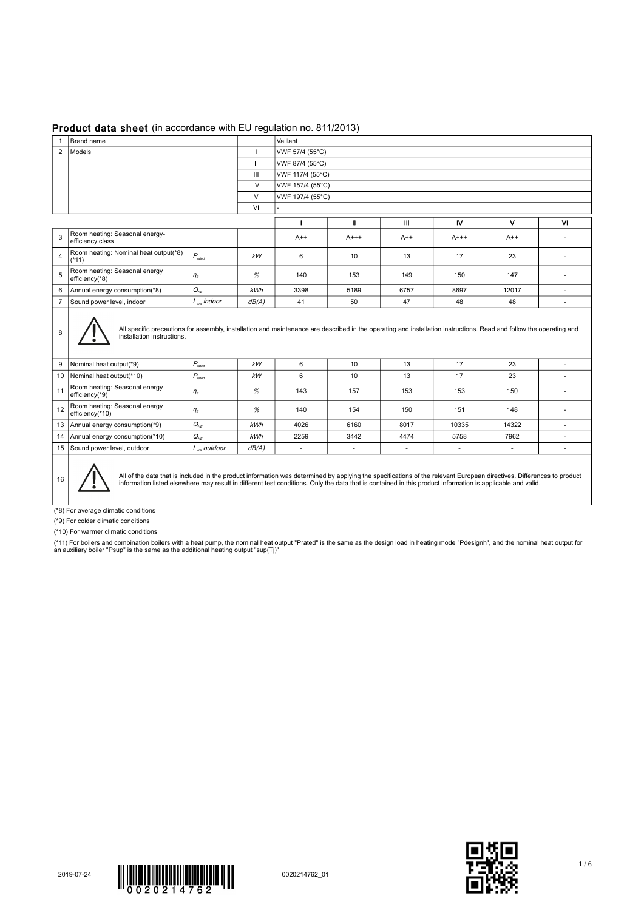## Product data sheet (in accordance with EU regulation no. 811/2013)

| 1 | Brand name | | Vaillant |
|---|---|---|---|
| 2 | Models | I | VWF 57/4 (55°C) |
| | | II | VWF 87/4 (55°C) |
| | | III | VWF 117/4 (55°C) |
| | | IV | VWF 157/4 (55°C) |
| | | V | VWF 197/4 (55°C) |
| | | VI | - |

| | | | | I | II | III | IV | V | VI |
|---|---|---|---|---|---|---|---|---|---|
| 3 | Room heating: Seasonal energy-efficiency class | | | A++ | A+++ | A++ | A+++ | A++ | - |
| 4 | Room heating: Nominal heat output(*8) (*11) | $P_{rated}$ | *kW* | 6 | 10 | 13 | 17 | 23 | - |
| 5 | Room heating: Seasonal energy efficiency(*8) | $\eta_S$ | *%* | 140 | 153 | 149 | 150 | 147 | - |
| 6 | Annual energy consumption(*8) | $Q_{HE}$ | *kWh* | 3398 | 5189 | 6757 | 8697 | 12017 | - |
| 7 | Sound power level, indoor | $L_{WA}$ *indoor* | *dB(A)* | 41 | 50 | 47 | 48 | 48 | - |
| 8 | All specific precautions for assembly, installation and maintenance are described in the operating and installation instructions. Read and follow the operating and installation instructions. | | | | | | | | |
| 9 | Nominal heat output(*9) | $P_{rated}$ | *kW* | 6 | 10 | 13 | 17 | 23 | - |
| 10 | Nominal heat output(*10) | $P_{rated}$ | *kW* | 6 | 10 | 13 | 17 | 23 | - |
| 11 | Room heating: Seasonal energy efficiency(*9) | $\eta_S$ | *%* | 143 | 157 | 153 | 153 | 150 | - |
| 12 | Room heating: Seasonal energy efficiency(*10) | $\eta_S$ | *%* | 140 | 154 | 150 | 151 | 148 | - |
| 13 | Annual energy consumption(*9) | $Q_{HE}$ | *kWh* | 4026 | 6160 | 8017 | 10335 | 14322 | - |
| 14 | Annual energy consumption(*10) | $Q_{HE}$ | *kWh* | 2259 | 3442 | 4474 | 5758 | 7962 | - |
| 15 | Sound power level, outdoor | $L_{WA}$ *outdoor* | *dB(A)* | - | - | - | - | - | - |
| 16 | All of the data that is included in the product information was determined by applying the specifications of the relevant European directives. Differences to product information listed elsewhere may result in different test conditions. Only the data that is contained in this product information is applicable and valid. | | | | | | | | |

(*8) For average climatic conditions

(*9) For colder climatic conditions

(*10) For warmer climatic conditions

(*11) For boilers and combination boilers with a heat pump, the nominal heat output "Prated" is the same as the design load in heating mode "Pdesignh", and the nominal heat output for an auxiliary boiler "Psup" is the same as the additional heating output "sup(Tj)"

2019-07-24

0020214762

0020214762_01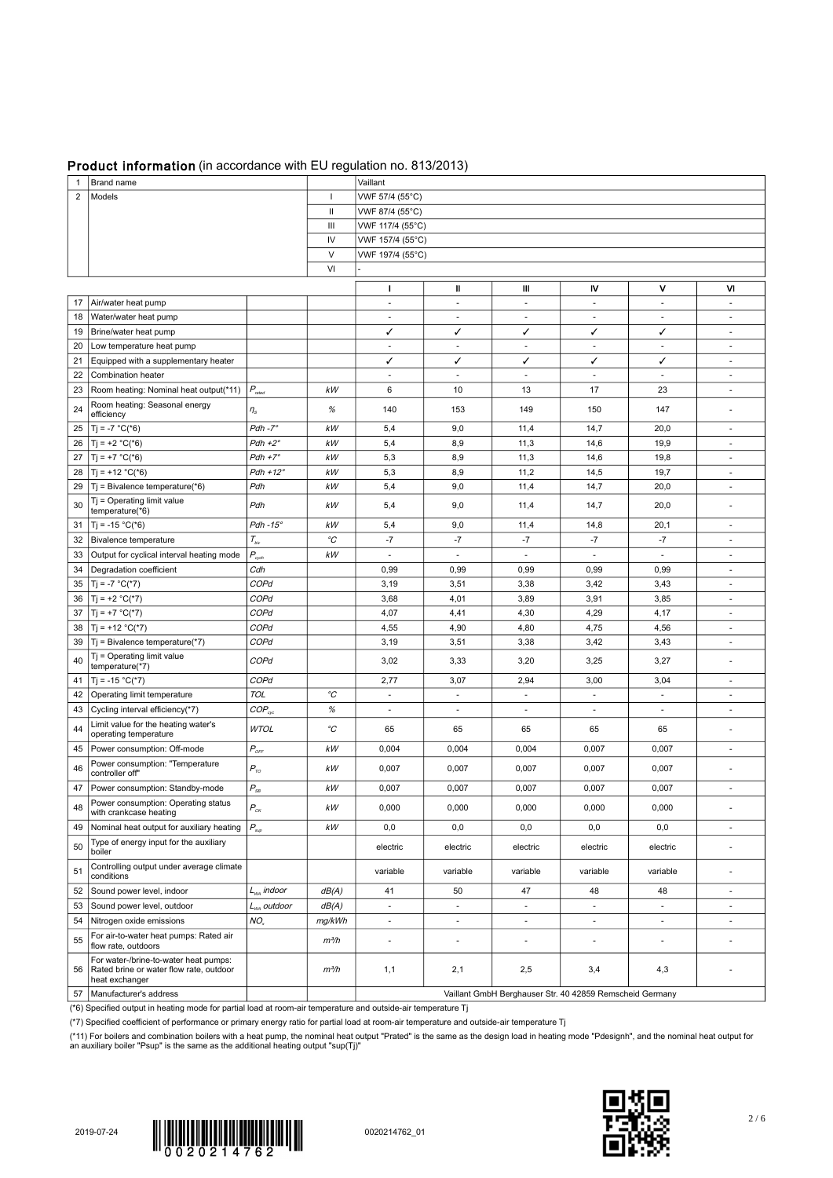## Product information (in accordance with EU regulation no. 813/2013)

| | | | | | | | | | |
|---|---|---|---|---|---|---|---|---|---|
| 1 | Brand name | | | Vaillant | | | | | |
| 2 | Models | | I | VWF 57/4 (55°C) | | | | | |
| | | | II | VWF 87/4 (55°C) | | | | | |
| | | | III | VWF 117/4 (55°C) | | | | | |
| | | | IV | VWF 157/4 (55°C) | | | | | |
| | | | V | VWF 197/4 (55°C) | | | | | |
| | | | VI | - | | | | | |

| | | | | I | II | III | IV | V | VI |
|---|---|---|---|---|---|---|---|---|---|
| 17 | Air/water heat pump | | | - | - | - | - | - | - |
| 18 | Water/water heat pump | | | - | - | - | - | - | - |
| 19 | Brine/water heat pump | | | ✓ | ✓ | ✓ | ✓ | ✓ | - |
| 20 | Low temperature heat pump | | | - | - | - | - | - | - |
| 21 | Equipped with a supplementary heater | | | ✓ | ✓ | ✓ | ✓ | ✓ | - |
| 22 | Combination heater | | | - | - | - | - | - | - |
| 23 | Room heating: Nominal heat output(*11) | $P_{rated}$ | kW | 6 | 10 | 13 | 17 | 23 | - |
| 24 | Room heating: Seasonal energy efficiency | $\eta_s$ | % | 140 | 153 | 149 | 150 | 147 | - |
| 25 | Tj = -7 °C(*6) | Pdh -7° | kW | 5,4 | 9,0 | 11,4 | 14,7 | 20,0 | - |
| 26 | Tj = +2 °C(*6) | Pdh +2° | kW | 5,4 | 8,9 | 11,3 | 14,6 | 19,9 | - |
| 27 | Tj = +7 °C(*6) | Pdh +7° | kW | 5,3 | 8,9 | 11,3 | 14,6 | 19,8 | - |
| 28 | Tj = +12 °C(*6) | Pdh +12° | kW | 5,3 | 8,9 | 11,2 | 14,5 | 19,7 | - |
| 29 | Tj = Bivalence temperature(*6) | Pdh | kW | 5,4 | 9,0 | 11,4 | 14,7 | 20,0 | - |
| 30 | Tj = Operating limit value temperature(*6) | Pdh | kW | 5,4 | 9,0 | 11,4 | 14,7 | 20,0 | - |
| 31 | Tj = -15 °C(*6) | Pdh -15° | kW | 5,4 | 9,0 | 11,4 | 14,8 | 20,1 | - |
| 32 | Bivalence temperature | $T_{biv}$ | °C | -7 | -7 | -7 | -7 | -7 | - |
| 33 | Output for cyclical interval heating mode | $P_{cych}$ | kW | - | - | - | - | - | - |
| 34 | Degradation coefficient | Cdh | | 0,99 | 0,99 | 0,99 | 0,99 | 0,99 | - |
| 35 | Tj = -7 °C(*7) | COPd | | 3,19 | 3,51 | 3,38 | 3,42 | 3,43 | - |
| 36 | Tj = +2 °C(*7) | COPd | | 3,68 | 4,01 | 3,89 | 3,91 | 3,85 | - |
| 37 | Tj = +7 °C(*7) | COPd | | 4,07 | 4,41 | 4,30 | 4,29 | 4,17 | - |
| 38 | Tj = +12 °C(*7) | COPd | | 4,55 | 4,90 | 4,80 | 4,75 | 4,56 | - |
| 39 | Tj = Bivalence temperature(*7) | COPd | | 3,19 | 3,51 | 3,38 | 3,42 | 3,43 | - |
| 40 | Tj = Operating limit value temperature(*7) | COPd | | 3,02 | 3,33 | 3,20 | 3,25 | 3,27 | - |
| 41 | Tj = -15 °C(*7) | COPd | | 2,77 | 3,07 | 2,94 | 3,00 | 3,04 | - |
| 42 | Operating limit temperature | TOL | °C | - | - | - | - | - | - |
| 43 | Cycling interval efficiency(*7) | $COP_{cyc}$ | % | - | - | - | - | - | - |
| 44 | Limit value for the heating water's operating temperature | WTOL | °C | 65 | 65 | 65 | 65 | 65 | - |
| 45 | Power consumption: Off-mode | $P_{OFF}$ | kW | 0,004 | 0,004 | 0,004 | 0,007 | 0,007 | - |
| 46 | Power consumption: "Temperature controller off" | $P_{TO}$ | kW | 0,007 | 0,007 | 0,007 | 0,007 | 0,007 | - |
| 47 | Power consumption: Standby-mode | $P_{SB}$ | kW | 0,007 | 0,007 | 0,007 | 0,007 | 0,007 | - |
| 48 | Power consumption: Operating status with crankcase heating | $P_{CK}$ | kW | 0,000 | 0,000 | 0,000 | 0,000 | 0,000 | - |
| 49 | Nominal heat output for auxiliary heating | $P_{sup}$ | kW | 0,0 | 0,0 | 0,0 | 0,0 | 0,0 | - |
| 50 | Type of energy input for the auxiliary boiler | | | electric | electric | electric | electric | electric | - |
| 51 | Controlling output under average climate conditions | | | variable | variable | variable | variable | variable | - |
| 52 | Sound power level, indoor | $L_{WA}$ indoor | dB(A) | 41 | 50 | 47 | 48 | 48 | - |
| 53 | Sound power level, outdoor | $L_{WA}$ outdoor | dB(A) | - | - | - | - | - | - |
| 54 | Nitrogen oxide emissions | $NO_x$ | mg/kWh | - | - | - | - | - | - |
| 55 | For air-to-water heat pumps: Rated air flow rate, outdoors | | m³/h | - | - | - | - | - | - |
| 56 | For water-/brine-to-water heat pumps: Rated brine or water flow rate, outdoor heat exchanger | | m³/h | 1,1 | 2,1 | 2,5 | 3,4 | 4,3 | - |
| 57 | Manufacturer's address | | | Vaillant GmbH Berghauser Str. 40 42859 Remscheid Germany | | | | | |

(*6) Specified output in heating mode for partial load at room-air temperature and outside-air temperature Tj

(*7) Specified coefficient of performance or primary energy ratio for partial load at room-air temperature and outside-air temperature Tj

(*11) For boilers and combination boilers with a heat pump, the nominal heat output "Prated" is the same as the design load in heating mode "Pdesignh", and the nominal heat output for an auxiliary boiler "Psup" is the same as the additional heating output "sup(Tj)"

2019-07-24 0020214762_01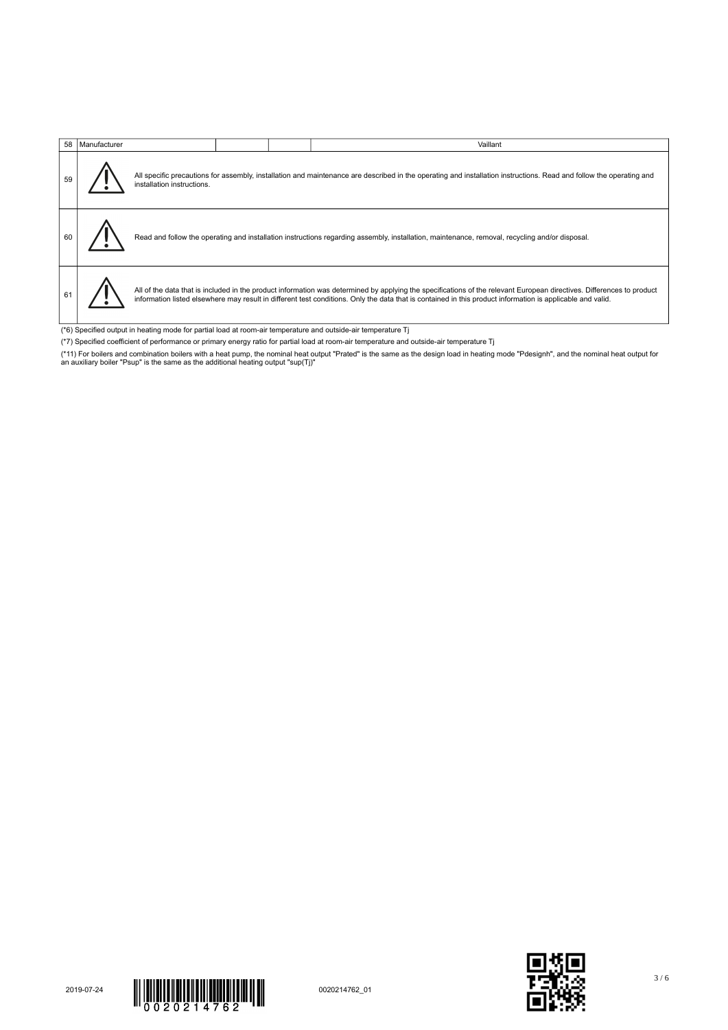| 58 | Manufacturer | | | Vaillant |
|---|---|---|---|---|
| 59 | ⚠ | All specific precautions for assembly, installation and maintenance are described in the operating and installation instructions. Read and follow the operating and installation instructions. | | |
| 60 | ⚠ | Read and follow the operating and installation instructions regarding assembly, installation, maintenance, removal, recycling and/or disposal. | | |
| 61 | ⚠ | All of the data that is included in the product information was determined by applying the specifications of the relevant European directives. Differences to product information listed elsewhere may result in different test conditions. Only the data that is contained in this product information is applicable and valid. | | |

(*6) Specified output in heating mode for partial load at room-air temperature and outside-air temperature Tj

(*7) Specified coefficient of performance or primary energy ratio for partial load at room-air temperature and outside-air temperature Tj

(*11) For boilers and combination boilers with a heat pump, the nominal heat output "Prated" is the same as the design load in heating mode "Pdesignh", and the nominal heat output for an auxiliary boiler "Psup" is the same as the additional heating output "sup(Tj)"

2019-07-24 0020214762 0020214762_01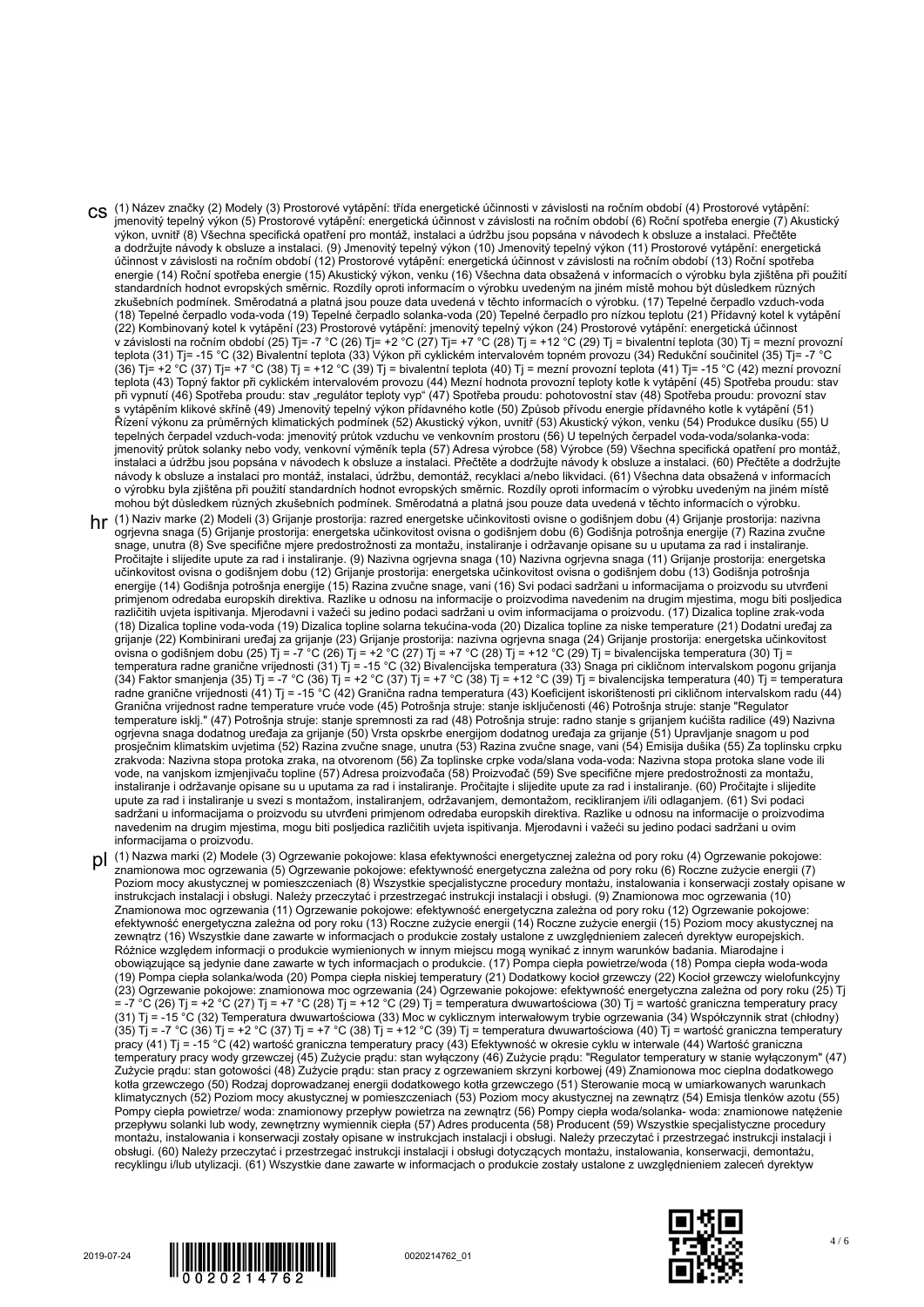**cs** (1) Název značky (2) Modely (3) Prostorové vytápění: třída energetické účinnosti v závislosti na ročním období (4) Prostorové vytápění: jmenovitý tepelný výkon (5) Prostorové vytápění: energetická účinnost v závislosti na ročním období (6) Roční spotřeba energie (7) Akustický výkon, uvnitř (8) Všechna specifická opatření pro montáž, instalaci a údržbu jsou popsána v návodech k obsluze a instalaci. Přečtěte a dodržujte návody k obsluze a instalaci. (9) Jmenovitý tepelný výkon (10) Jmenovitý tepelný výkon (11) Prostorové vytápění: energetická účinnost v závislosti na ročním období (12) Prostorové vytápění: energetická účinnost v závislosti na ročním období (13) Roční spotřeba energie (14) Roční spotřeba energie (15) Akustický výkon, venku (16) Všechna data obsažená v informacích o výrobku byla zjištěna při použití standardních hodnot evropských směrnic. Rozdíly oproti informacím o výrobku uvedeným na jiném místě mohou být důsledkem různých zkušebních podmínek. Směrodatná a platná jsou pouze data uvedená v těchto informacích o výrobku. (17) Tepelné čerpadlo vzduch-voda (18) Tepelné čerpadlo voda-voda (19) Tepelné čerpadlo solanka-voda (20) Tepelné čerpadlo pro nízkou teplotu (21) Přídavný kotel k vytápění (22) Kombinovaný kotel k vytápění (23) Prostorové vytápění: jmenovitý tepelný výkon (24) Prostorové vytápění: energetická účinnost v závislosti na ročním období (25) Tj= -7 °C (26) Tj= +2 °C (27) Tj= +7 °C (28) Tj = +12 °C (29) Tj = bivalentní teplota (30) Tj = mezní provozní teplota (31) Tj= -15 °C (32) Bivalentní teplota (33) Výkon při cyklickém intervalovém topném provozu (34) Redukční součinitel (35) Tj= -7 °C (36) Tj= +2 °C (37) Tj= +7 °C (38) Tj = +12 °C (39) Tj = bivalentní teplota (40) Tj = mezní provozní teplota (41) Tj= -15 °C (42) mezní provozní teplota (43) Topný faktor při cyklickém intervalovém provozu (44) Mezní hodnota provozní teploty kotle k vytápění (45) Spotřeba proudu: stav při vypnutí (46) Spotřeba proudu: stav „regulátor teploty vyp" (47) Spotřeba proudu: pohotovostní stav (48) Spotřeba proudu: provozní stav s vytápěním klikové skříně (49) Jmenovitý tepelný výkon přídavného kotle (50) Způsob přívodu energie přídavného kotle k vytápění (51) Řízení výkonu za průměrných klimatických podmínek (52) Akustický výkon, uvnitř (53) Akustický výkon, venku (54) Produkce dusíku (55) U tepelných čerpadel vzduch-voda: jmenovitý průtok vzduchu ve venkovním prostoru (56) U tepelných čerpadel voda-voda/solanka-voda: jmenovitý průtok solanky nebo vody, venkovní výměník tepla (57) Adresa výrobce (58) Výrobce (59) Všechna specifická opatření pro montáž, instalaci a údržbu jsou popsána v návodech k obsluze a instalaci. Přečtěte a dodržujte návody k obsluze a instalaci. (60) Přečtěte a dodržujte návody k obsluze a instalaci pro montáž, instalaci, údržbu, demontáž, recyklaci a/nebo likvidaci. (61) Všechna data obsažená v informacích o výrobku byla zjištěna při použití standardních hodnot evropských směrnic. Rozdíly oproti informacím o výrobku uvedeným na jiném místě mohou být důsledkem různých zkušebních podmínek. Směrodatná a platná jsou pouze data uvedená v těchto informacích o výrobku.

**hr** (1) Naziv marke (2) Modeli (3) Grijanje prostorija: razred energetske učinkovitosti ovisne o godišnjem dobu (4) Grijanje prostorija: nazivna ogrjevna snaga (5) Grijanje prostorija: energetska učinkovitost ovisna o godišnjem dobu (6) Godišnja potrošnja energije (7) Razina zvučne snage, unutra (8) Sve specifične mjere predostrožnosti za montažu, instaliranje i održavanje opisane su u uputama za rad i instaliranje. Pročitajte i slijedite upute za rad i instaliranje. (9) Nazivna ogrjevna snaga (10) Nazivna ogrjevna snaga (11) Grijanje prostorija: energetska učinkovitost ovisna o godišnjem dobu (12) Grijanje prostorija: energetska učinkovitost ovisna o godišnjem dobu (13) Godišnja potrošnja energije (14) Godišnja potrošnja energije (15) Razina zvučne snage, vani (16) Svi podaci sadržani u informacijama o proizvodu su utvrđeni primjenom odredaba europskih direktiva. Razlike u odnosu na informacije o proizvodima navedenim na drugim mjestima, mogu biti posljedica različitih uvjeta ispitivanja. Mjerodavni i važeći su jedino podaci sadržani u ovim informacijama o proizvodu. (17) Dizalica topline zrak-voda (18) Dizalica topline voda-voda (19) Dizalica topline solarna tekućina-voda (20) Dizalica topline za niske temperature (21) Dodatni uređaj za grijanje (22) Kombinirani uređaj za grijanje (23) Grijanje prostorija: nazivna ogrjevna snaga (24) Grijanje prostorija: energetska učinkovitost ovisna o godišnjem dobu (25) Tj = -7 °C (26) Tj = +2 °C (27) Tj = +7 °C (28) Tj = +12 °C (29) Tj = bivalencijska temperatura (30) Tj = temperatura radne granične vrijednosti (31) Tj = -15 °C (32) Bivalencijska temperatura (33) Snaga pri cikličnom intervalskom pogonu grijanja (34) Faktor smanjenja (35) Tj = -7 °C (36) Tj = +2 °C (37) Tj = +7 °C (38) Tj = +12 °C (39) Tj = bivalencijska temperatura (40) Tj = temperatura radne granične vrijednosti (41) Tj = -15 °C (42) Granična radna temperatura (43) Koeficijent iskorištenosti pri cikličnom intervalskom radu (44) Granična vrijednost radne temperature vruće vode (45) Potrošnja struje: stanje isključenosti (46) Potrošnja struje: stanje "Regulator temperature isklj." (47) Potrošnja struje: stanje spremnosti za rad (48) Potrošnja struje: radno stanje s grijanjem kućišta radilice (49) Nazivna ogrjevna snaga dodatnog uređaja za grijanje (50) Vrsta opskrbe energijom dodatnog uređaja za grijanje (51) Upravljanje snagom u pod prosječnim klimatskim uvjetima (52) Razina zvučne snage, unutra (53) Razina zvučne snage, vani (54) Emisija dušika (55) Za toplinsku crpku zrakvoda: Nazivna stopa protoka zraka, na otvorenom (56) Za toplinske crpke voda/slana voda-voda: Nazivna stopa protoka slane vode ili vode, na vanjskom izmjenjivaču topline (57) Adresa proizvođača (58) Proizvođač (59) Sve specifične mjere predostrožnosti za montažu, instaliranje i održavanje opisane su u uputama za rad i instaliranje. Pročitajte i slijedite upute za rad i instaliranje. (60) Pročitajte i slijedite upute za rad i instaliranje u svezi s montažom, instaliranjem, održavanjem, demontažom, recikliranjem i/ili odlaganjem. (61) Svi podaci sadržani u informacijama o proizvodu su utvrđeni primjenom odredaba europskih direktiva. Razlike u odnosu na informacije o proizvodima navedenim na drugim mjestima, mogu biti posljedica različitih uvjeta ispitivanja. Mjerodavni i važeći su jedino podaci sadržani u ovim informacijama o proizvodu.

**pl** (1) Nazwa marki (2) Modele (3) Ogrzewanie pokojowe: klasa efektywności energetycznej zależna od pory roku (4) Ogrzewanie pokojowe: znamionowa moc ogrzewania (5) Ogrzewanie pokojowe: efektywność energetyczna zależna od pory roku (6) Roczne zużycie energii (7) Poziom mocy akustycznej w pomieszczeniach (8) Wszystkie specjalistyczne procedury montażu, instalowania i konserwacji zostały opisane w instrukcjach instalacji i obsługi. Należy przeczytać i przestrzegać instrukcji instalacji i obsługi. (9) Znamionowa moc ogrzewania (10) Znamionowa moc ogrzewania (11) Ogrzewanie pokojowe: efektywność energetyczna zależna od pory roku (12) Ogrzewanie pokojowe: efektywność energetyczna zależna od pory roku (13) Roczne zużycie energii (14) Roczne zużycie energii (15) Poziom mocy akustycznej na zewnątrz (16) Wszystkie dane zawarte w informacjach o produkcie zostały ustalone z uwzględnieniem zaleceń dyrektyw europejskich. Różnice względem informacji o produkcie wymienionych w innym miejscu mogą wynikać z innym warunków badania. Miarodajne i obowiązujące są jedynie dane zawarte w tych informacjach o produkcie. (17) Pompa ciepła powietrze/woda (18) Pompa ciepła woda-woda (19) Pompa ciepła solanka/woda (20) Pompa ciepła niskiej temperatury (21) Dodatkowy kocioł grzewczy (22) Kocioł grzewczy wielofunkcyjny (23) Ogrzewanie pokojowe: znamionowa moc ogrzewania (24) Ogrzewanie pokojowe: efektywność energetyczna zależna od pory roku (25) Tj = -7 °C (26) Tj = +2 °C (27) Tj = +7 °C (28) Tj = +12 °C (29) Tj = temperatura dwuwartościowa (30) Tj = wartość graniczna temperatury pracy (31) Tj = -15 °C (32) Temperatura dwuwartościowa (33) Moc w cyklicznym interwałowym trybie ogrzewania (34) Współczynnik strat (chłodny) (35) Tj = -7 °C (36) Tj = +2 °C (37) Tj = +7 °C (38) Tj = +12 °C (39) Tj = temperatura dwuwartościowa (40) Tj = wartość graniczna temperatury pracy (41) Tj = -15 °C (42) wartość graniczna temperatury pracy (43) Efektywność w okresie cyklu w interwale (44) Wartość graniczna temperatury pracy wody grzewczej (45) Zużycie prądu: stan wyłączony (46) Zużycie prądu: "Regulator temperatury w stanie wyłączonym" (47) Zużycie prądu: stan gotowości (48) Zużycie prądu: stan pracy z ogrzewaniem skrzyni korbowej (49) Znamionowa moc cieplna dodatkowego kotła grzewczego (50) Rodzaj doprowadzanej energii dodatkowego kotła grzewczego (51) Sterowanie mocą w umiarkowanych warunkach klimatycznych (52) Poziom mocy akustycznej w pomieszczeniach (53) Poziom mocy akustycznej na zewnątrz (54) Emisja tlenków azotu (55) Pompy ciepła powietrze/ woda: znamionowy przepływ powietrza na zewnątrz (56) Pompy ciepła woda/solanka- woda: znamionowe natężenie przepływu solanki lub wody, zewnętrzny wymiennik ciepła (57) Adres producenta (58) Producent (59) Wszystkie specjalistyczne procedury montażu, instalowania i konserwacji zostały opisane w instrukcjach instalacji i obsługi. Należy przeczytać i przestrzegać instrukcji instalacji i obsługi. (60) Należy przeczytać i przestrzegać instrukcji instalacji i obsługi dotyczących montażu, instalowania, konserwacji, demontażu, recyklingu i/lub utylizacji. (61) Wszystkie dane zawarte w informacjach o produkcie zostały ustalone z uwzględnieniem zaleceń dyrektyw

2019-07-24 0020214762 0020214762_01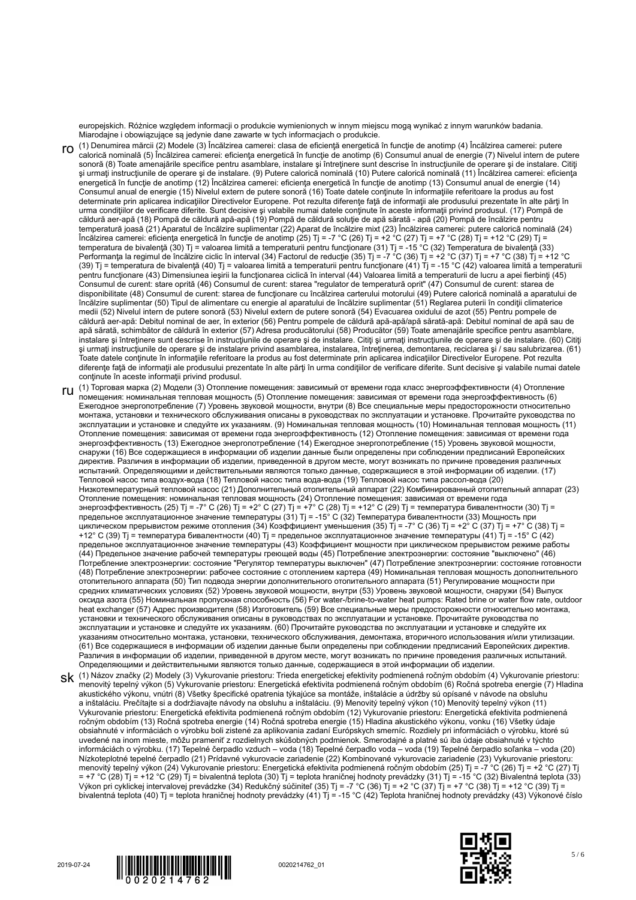europejskich. Różnice względem informacji o produkcie wymienionych w innym miejscu mogą wynikać z innym warunków badania. Miarodajne i obowiązujące są jedynie dane zawarte w tych informacjach o produkcie.

**ro** (1) Denumirea mărcii (2) Modele (3) Încălzirea camerei: clasa de eficienţă energetică în funcţie de anotimp (4) Încălzirea camerei: putere calorică nominală (5) Încălzirea camerei: eficienţa energetică în funcţie de anotimp (6) Consumul anual de energie (7) Nivelul intern de putere sonoră (8) Toate amenajările specifice pentru asamblare, instalare şi întreţinere sunt descrise în instrucţiunile de operare şi de instalare. Citiţi şi urmaţi instrucţiunile de operare şi de instalare. (9) Putere calorică nominală (10) Putere calorică nominală (11) Încălzirea camerei: eficienţa energetică în funcţie de anotimp (12) Încălzirea camerei: eficienţa energetică în funcţie de anotimp (13) Consumul anual de energie (14) Consumul anual de energie (15) Nivelul extern de putere sonoră (16) Toate datele conţinute în informaţiile referitoare la produs au fost determinate prin aplicarea indicaţiilor Directivelor Europene. Pot rezulta diferenţe faţă de informaţii ale produsului prezentate în alte părţi în urma condiţiilor de verificare diferite. Sunt decisive şi valabile numai datele conţinute în aceste informaţii privind produsul. (17) Pompă de căldură aer-apă (18) Pompă de căldură apă-apă (19) Pompă de căldură soluţie de apă sărată - apă (20) Pompă de încălzire pentru temperatură joasă (21) Aparatul de încălzire suplimentar (22) Aparat de încălzire mixt (23) Încălzirea camerei: putere calorică nominală (24) Încălzirea camerei: eficienţa energetică în funcţie de anotimp (25) Tj = -7 °C (26) Tj = +2 °C (27) Tj = +7 °C (28) Tj = +12 °C (29) Tj = temperatura de bivalenţă (30) Tj = valoarea limită a temperaturii pentru funcţionare (31) Tj = -15 °C (32) Temperatura de bivalenţă (33) Performanţa la regimul de încălzire ciclic în interval (34) Factorul de reducţie (35) Tj = -7 °C (36) Tj = +2 °C (37) Tj = +7 °C (38) Tj = +12 °C (39) Tj = temperatura de bivalenţă (40) Tj = valoarea limită a temperaturii pentru funcţionare (41) Tj = -15 °C (42) valoarea limită a temperaturii pentru funcţionare (43) Dimensiunea ieşirii la funcţionarea ciclică în interval (44) Valoarea limită a temperaturii de lucru a apei fierbinţi (45) Consumul de curent: stare oprită (46) Consumul de curent: starea "regulator de temperatură oprit" (47) Consumul de curent: starea de disponibilitate (48) Consumul de curent: starea de funcţionare cu încălzirea carterului motorului (49) Putere calorică nominală a aparatului de încălzire suplimentar (50) Tipul de alimentare cu energie al aparatului de încălzire suplimentar (51) Reglarea puterii în condiţii climaterice medii (52) Nivelul intern de putere sonoră (53) Nivelul extern de putere sonoră (54) Evacuarea oxidului de azot (55) Pentru pompele de căldură aer-apă: Debitul nominal de aer, în exterior (56) Pentru pompele de căldură apă-apă/apă sărată-apă: Debitul nominal de apă sau de apă sărată, schimbător de căldură în exterior (57) Adresa producătorului (58) Producător (59) Toate amenajările specifice pentru asamblare, instalare şi întreţinere sunt descrise în instrucţiunile de operare şi de instalare. Citiţi şi urmaţi instrucţiunile de operare şi de instalare. (60) Citiţi şi urmaţi instrucţiunile de operare şi de instalare privind asamblarea, instalarea, întreţinerea, demontarea, reciclarea şi / sau salubrizarea. (61) Toate datele conţinute în informaţiile referitoare la produs au fost determinate prin aplicarea indicaţiilor Directivelor Europene. Pot rezulta diferenţe faţă de informaţii ale produsului prezentate în alte părţi în urma condiţiilor de verificare diferite. Sunt decisive şi valabile numai datele conţinute în aceste informaţii privind produsul.

**ru** (1) Торговая марка (2) Модели (3) Отопление помещения: зависимый от времени года класс энергоэффективности (4) Отопление помещения: номинальная тепловая мощность (5) Отопление помещения: зависимая от времени года энергоэффективность (6) Ежегодное энергопотребление (7) Уровень звуковой мощности, внутри (8) Все специальные меры предосторожности относительно монтажа, установки и технического обслуживания описаны в руководствах по эксплуатации и установке. Прочитайте руководства по эксплуатации и установке и следуйте их указаниям. (9) Номинальная тепловая мощность (10) Номинальная тепловая мощность (11) Отопление помещения: зависимая от времени года энергоэффективность (12) Отопление помещения: зависимая от времени года энергоэффективность (13) Ежегодное энергопотребление (14) Ежегодное энергопотребление (15) Уровень звуковой мощности, снаружи (16) Все содержащиеся в информации об изделии данные были определены при соблюдении предписаний Европейских директив. Различия в информации об изделии, приведенной в другом месте, могут возникать по причине проведения различных испытаний. Определяющими и действительными являются только данные, содержащиеся в этой информации об изделии. (17) Тепловой насос типа воздух-вода (18) Тепловой насос типа вода-вода (19) Тепловой насос типа рассол-вода (20) Низкотемпературный тепловой насос (21) Дополнительный отопительный аппарат (22) Комбинированный отопительный аппарат (23) Отопление помещения: номинальная тепловая мощность (24) Отопление помещения: зависимая от времени года энергоэффективность (25) Tj = -7° C (26) Tj = +2° C (27) Tj = +7° C (28) Tj = +12° C (29) Tj = температура бивалентности (30) Tj = предельное эксплуатационное значение температуры (31) Tj = -15° C (32) Температура бивалентности (33) Мощность при циклическом прерывистом режиме отопления (34) Коэффициент уменьшения (35) Tj = -7° C (36) Tj = +2° C (37) Tj = +7° C (38) Tj = +12° C (39) Tj = температура бивалентности (40) Tj = предельное эксплуатационное значение температуры (41) Tj = -15° C (42) предельное эксплуатационное значение температуры (43) Коэффициент мощности при циклическом прерывистом режиме работы (44) Предельное значение рабочей температуры греющей воды (45) Потребление электроэнергии: состояние "выключено" (46) Потребление электроэнергии: состояние "Регулятор температуры выключен" (47) Потребление электроэнергии: состояние готовности (48) Потребление электроэнергии: рабочее состояние с отоплением картера (49) Номинальная тепловая мощность дополнительного отопительного аппарата (50) Тип подвода энергии дополнительного отопительного аппарата (51) Регулирование мощности при средних климатических условиях (52) Уровень звуковой мощности, внутри (53) Уровень звуковой мощности, снаружи (54) Выпуск оксида азота (55) Номинальная пропускная способность (56) For water-/brine-to-water heat pumps: Rated brine or water flow rate, outdoor heat exchanger (57) Адрес производителя (58) Изготовитель (59) Все специальные меры предосторожности относительно монтажа, установки и технического обслуживания описаны в руководствах по эксплуатации и установке. Прочитайте руководства по эксплуатации и установке и следуйте их указаниям. (60) Прочитайте руководства по эксплуатации и установке и следуйте их указаниям относительно монтажа, установки, технического обслуживания, демонтажа, вторичного использования и/или утилизации. (61) Все содержащиеся в информации об изделии данные были определены при соблюдении предписаний Европейских директив. Различия в информации об изделии, приведенной в другом месте, могут возникать по причине проведения различных испытаний. Определяющими и действительными являются только данные, содержащиеся в этой информации об изделии.

**sk** (1) Názov značky (2) Modely (3) Vykurovanie priestoru: Trieda energetickej efektivity podmienená ročným obdobím (4) Vykurovanie priestoru: menovitý tepelný výkon (5) Vykurovanie priestoru: Energetická efektivita podmienená ročným obdobím (6) Ročná spotreba energie (7) Hladina akustického výkonu, vnútri (8) Všetky špecifické opatrenia týkajúce sa montáže, inštalácie a údržby sú opísané v návode na obsluhu a inštaláciu. Prečítajte si a dodržiavajte návody na obsluhu a inštaláciu. (9) Menovitý tepelný výkon (10) Menovitý tepelný výkon (11) Vykurovanie priestoru: Energetická efektivita podmienená ročným obdobím (12) Vykurovanie priestoru: Energetická efektivita podmienená ročným obdobím (13) Ročná spotreba energie (14) Ročná spotreba energie (15) Hladina akustického výkonu, vonku (16) Všetky údaje obsiahnuté v informáciách o výrobku boli zistené za aplikovania zadaní Európskych smerníc. Rozdiely pri informáciách o výrobku, ktoré sú uvedené na inom mieste, môžu prameniť z rozdielnych skúšobných podmienok. Smerodajné a platné sú iba údaje obsiahnuté v týchto informáciách o výrobku. (17) Tepelné čerpadlo vzduch – voda (18) Tepelné čerpadlo voda – voda (19) Tepelné čerpadlo soľanka – voda (20) Nízkoteplotné tepelné čerpadlo (21) Prídavné vykurovacie zariadenie (22) Kombinované vykurovacie zariadenie (23) Vykurovanie priestoru: menovitý tepelný výkon (24) Vykurovanie priestoru: Energetická efektivita podmienená ročným obdobím (25) Tj = -7 °C (26) Tj = +2 °C (27) Tj = +7 °C (28) Tj = +12 °C (29) Tj = bivalentná teplota (30) Tj = teplota hraničnej hodnoty prevádzky (31) Tj = -15 °C (32) Bivalentná teplota (33) Výkon pri cyklickej intervalovej prevádzke (34) Redukčný súčiniteľ (35) Tj = -7 °C (36) Tj = +2 °C (37) Tj = +7 °C (38) Tj = +12 °C (39) Tj = bivalentná teplota (40) Tj = teplota hraničnej hodnoty prevádzky (41) Tj = -15 °C (42) Teplota hraničnej hodnoty prevádzky (43) Výkonové číslo

2019-07-24 0020214762 0020214762_01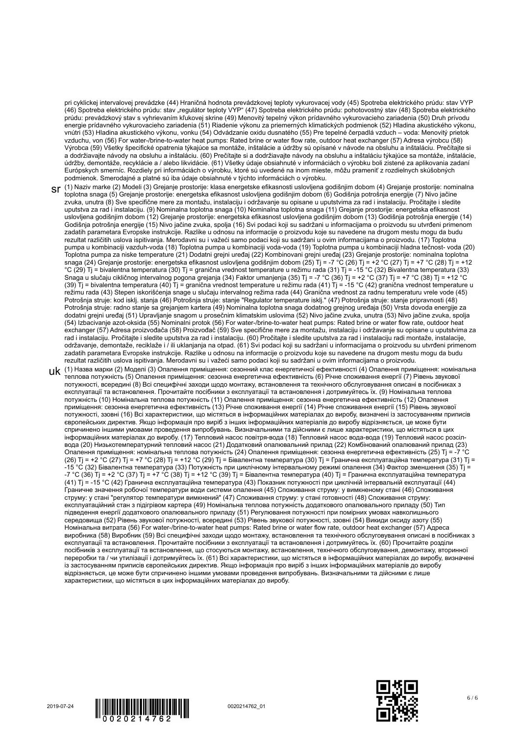pri cyklickej intervalovej prevádzke (44) Hraničná hodnota prevádzkovej teploty vykurovacej vody (45) Spotreba elektrického prúdu: stav VYP (46) Spotreba elektrického prúdu: stav „regulátor teploty VYP“ (47) Spotreba elektrického prúdu: pohotovostný stav (48) Spotreba elektrického prúdu: prevádzkový stav s vyhrievaním kľukovej skrine (49) Menovitý tepelný výkon prídavného vykurovacieho zariadenia (50) Druh prívodu energie prídavného vykurovacieho zariadenia (51) Riadenie výkonu za priemerných klimatických podmienok (52) Hladina akustického výkonu, vnútri (53) Hladina akustického výkonu, vonku (54) Odvádzanie oxidu dusnatého (55) Pre tepelné čerpadlá vzduch – voda: Menovitý prietok vzduchu, von (56) For water-/brine-to-water heat pumps: Rated brine or water flow rate, outdoor heat exchanger (57) Adresa výrobcu (58) Výrobca (59) Všetky špecifické opatrenia týkajúce sa montáže, inštalácie a údržby sú opísané v návode na obsluhu a inštaláciu. Prečítajte si a dodržiavajte návody na obsluhu a inštaláciu. (60) Prečítajte si a dodržiavajte návody na obsluhu a inštaláciu týkajúce sa montáže, inštalácie, údržby, demontáže, recyklácie a / alebo likvidácie. (61) Všetky údaje obsiahnuté v informáciách o výrobku boli zistené za aplikovania zadaní Európskych smerníc. Rozdiely pri informáciách o výrobku, ktoré sú uvedené na inom mieste, môžu pramenit' z rozdielnych skúšobných podmienok. Smerodajné a platné sú iba údaje obsiahnuté v týchto informáciách o výrobku.

**sr** (1) Naziv marke (2) Modeli (3) Grejanje prostorije: klasa energetske efikasnosti uslovljena godišnjim dobom (4) Grejanje prostorije: nominalna toplotna snaga (5) Grejanje prostorije: energetska efikasnost uslovljena godišnjim dobom (6) Godišnja potrošnja energije (7) Nivo jačine zvuka, unutra (8) Sve specifične mere za montažu, instalaciju i održavanje su opisane u uputstvima za rad i instalaciju. Pročitajte i sledite uputstva za rad i instalaciju. (9) Nominalna toplotna snaga (10) Nominalna toplotna snaga (11) Grejanje prostorije: energetska efikasnost uslovljena godišnjim dobom (12) Grejanje prostorije: energetska efikasnost uslovljena godišnjim dobom (13) Godišnja potrošnja energije (14) Godišnja potrošnja energije (15) Nivo jačine zvuka, spolja (16) Svi podaci koji su sadržani u informacijama o proizvodu su utvrđeni primenom zadatih parametara Evropske instrukcije. Razlike u odnosu na informacije o proizvodu koje su navedene na drugom mestu mogu da budu rezultat različitih uslova ispitivanja. Merodavni su i važeći samo podaci koji su sadržani u ovim informacijama o proizvodu. (17) Toplotna pumpa u kombinaciji vazduh-voda (18) Toplotna pumpa u kombinaciji voda-voda (19) Toplotna pumpa u kombinaciji hladna tečnost- voda (20) Toplotna pumpa za niske temperature (21) Dodatni grejni uređaj (22) Kombinovani grejni uređaj (23) Grejanje prostorije: nominalna toplotna snaga (24) Grejanje prostorije: energetska efikasnost uslovljena godišnjim dobom (25) Tj = -7 °C (26) Tj = +2 °C (27) Tj = +7 °C (28) Tj = +12 °C (29) Tj = bivalentna temperatura (30) Tj = granična vrednost temperature u režimu rada (31) Tj = -15 °C (32) Bivalentna temperatura (33) Snaga u slučaju cikličnog intervalnog pogona grejanja (34) Faktor umanjenja (35) Tj = -7 °C (36) Tj = +2 °C (37) Tj = +7 °C (38) Tj = +12 °C (39) Tj = bivalentna temperatura (40) Tj = granična vrednost temperature u režimu rada (41) Tj = -15 °C (42) granična vrednost temperature u režimu rada (43) Stepen iskorišćenja snage u slučaju intervalnog režima rada (44) Granična vrednost za radnu temperaturu vrele vode (45) Potrošnja struje: kod isklj. stanja (46) Potrošnja struje: stanje "Regulator temperature isklj." (47) Potrošnja struje: stanje pripravnosti (48) Potrošnja struje: radno stanje sa grejanjem kartera (49) Nominalna toplotna snaga dodatnog grejnog uređaja (50) Vrsta dovoda energije za dodatni grejni uređaj (51) Upravljanje snagom u prosečnim klimatskim uslovima (52) Nivo jačine zvuka, unutra (53) Nivo jačine zvuka, spolja (54) Izbacivanje azot-oksida (55) Nominalni protok (56) For water-/brine-to-water heat pumps: Rated brine or water flow rate, outdoor heat exchanger (57) Adresa proizvođača (58) Proizvođač (59) Sve specifične mere za montažu, instalaciju i održavanje su opisane u uputstvima za rad i instalaciju. Pročitajte i sledite uputstva za rad i instalaciju. (60) Pročitajte i sledite uputstva za rad i instalaciju radi montaže, instalacije, održavanje, demontaže, reciklaže i / ili uklanjanja na otpad. (61) Svi podaci koji su sadržani u informacijama o proizvodu su utvrđeni primenom zadatih parametara Evropske instrukcije. Razlike u odnosu na informacije o proizvodu koje su navedene na drugom mestu mogu da budu rezultat različitih uslova ispitivanja. Merodavni su i važeći samo podaci koji su sadržani u ovim informacijama o proizvodu.

**uk** (1) Назва марки (2) Моделі (3) Опалення приміщення: сезонний клас енергетичної ефективності (4) Опалення приміщення: номінальна теплова потужність (5) Опалення приміщення: сезонна енергетична ефективність (6) Річне споживання енергії (7) Рівень звукової потужності, всередині (8) Всі специфічні заходи щодо монтажу, встановлення та технічного обслуговування описані в посібниках з експлуатації та встановлення. Прочитайте посібники з експлуатації та встановлення і дотримуйтесь їх. (9) Номінальна теплова потужність (10) Номінальна теплова потужність (11) Опалення приміщення: сезонна енергетична ефективність (12) Опалення приміщення: сезонна енергетична ефективність (13) Річне споживання енергії (14) Річне споживання енергії (15) Рівень звукової потужності, зовні (16) Всі характеристики, що містяться в інформаційних матеріалах до виробу, визначені із застосуванням приписів європейських директив. Якщо інформація про виріб з інших інформаційних матеріалів до виробу відрізняється, це може бути спричинено іншими умовами проведення випробувань. Визначальними та дійсними є лише характеристики, що містяться в цих інформаційних матеріалах до виробу. (17) Тепловий насос повітря-вода (18) Тепловий насос вода-вода (19) Тепловий насос розсіл-вода (20) Низькотемпературний тепловий насос (21) Додатковий опалювальний прилад (22) Комбінований опалювальний прилад (23) Опалення приміщення: номінальна теплова потужність (24) Опалення приміщення: сезонна енергетична ефективність (25) Tj = -7 °C (26) Tj = +2 °C (27) Tj = +7 °C (28) Tj = +12 °C (29) Tj = Бівалентна температура (30) Tj = Гранична експлуатаційна температура (31) Tj = -15 °C (32) Бівалентна температура (33) Потужність при циклічному інтервальному режимі опалення (34) Фактор зменшення (35) Tj = -7 °C (36) Tj = +2 °C (37) Tj = +7 °C (38) Tj = +12 °C (39) Tj = Бівалентна температура (40) Tj = Гранична експлуатаційна температура (41) Tj = -15 °C (42) Гранична експлуатаційна температура (43) Показник потужності при циклічній інтервальній експлуатації (44) Граничне значення робочої температури води системи опалення (45) Споживання струму: у вимкненому стані (46) Споживання струму: у стані "регулятор температури вимкнений" (47) Споживання струму: у стані готовності (48) Споживання струму: експлуатаційний стан з підігрівом картера (49) Номінальна теплова потужність додаткового опалювального приладу (50) Тип підведення енергії додаткового опалювального приладу (51) Регулювання потужності при помірних умовах навколишнього середовища (52) Рівень звукової потужності, всередині (53) Рівень звукової потужності, зовні (54) Викиди оксиду азоту (55) Номінальна витрата (56) For water-/brine-to-water heat pumps: Rated brine or water flow rate, outdoor heat exchanger (57) Адреса виробника (58) Виробник (59) Всі специфічні заходи щодо монтажу, встановлення та технічного обслуговування описані в посібниках з експлуатації та встановлення. Прочитайте посібники з експлуатації та встановлення і дотримуйтесь їх. (60) Прочитайте розділи посібників з експлуатації та встановлення, що стосуються монтажу, встановлення, технічного обслуговування, демонтажу, вторинної переробки та / чи утилізації і дотримуйтесь їх. (61) Всі характеристики, що містяться в інформаційних матеріалах до виробу, визначені із застосуванням приписів європейських директив. Якщо інформація про виріб з інших інформаційних матеріалів до виробу відрізняється, це може бути спричинено іншими умовами проведення випробувань. Визначальними та дійсними є лише характеристики, що містяться в цих інформаційних матеріалах до виробу.

2019-07-24 0020214762 0020214762_01